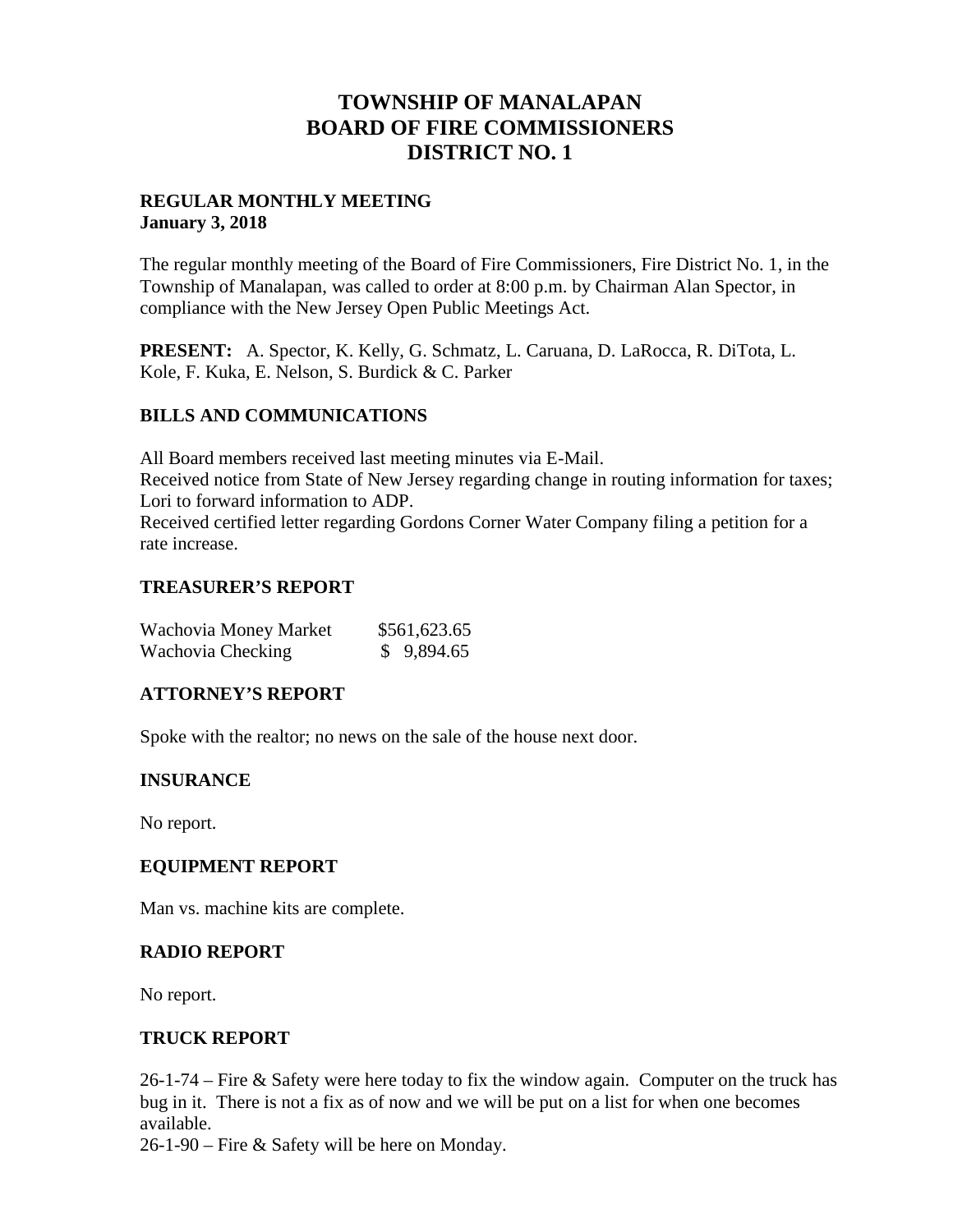# TOWNSHIP OF MANALAPAN
# BOARD OF FIRE COMMISSIONERS
# DISTRICT NO. 1

**REGULAR MONTHLY MEETING**
**January 3, 2018**

The regular monthly meeting of the Board of Fire Commissioners, Fire District No. 1, in the Township of Manalapan, was called to order at 8:00 p.m. by Chairman Alan Spector, in compliance with the New Jersey Open Public Meetings Act.

**PRESENT:** A. Spector, K. Kelly, G. Schmatz, L. Caruana, D. LaRocca, R. DiTota, L. Kole, F. Kuka, E. Nelson, S. Burdick & C. Parker

## BILLS AND COMMUNICATIONS

All Board members received last meeting minutes via E-Mail.
Received notice from State of New Jersey regarding change in routing information for taxes; Lori to forward information to ADP.
Received certified letter regarding Gordons Corner Water Company filing a petition for a rate increase.

## TREASURER'S REPORT

| | |
|---|---|
| Wachovia Money Market | $561,623.65 |
| Wachovia Checking | $ 9,894.65 |

## ATTORNEY'S REPORT

Spoke with the realtor; no news on the sale of the house next door.

## INSURANCE

No report.

## EQUIPMENT REPORT

Man vs. machine kits are complete.

## RADIO REPORT

No report.

## TRUCK REPORT

26-1-74 – Fire & Safety were here today to fix the window again. Computer on the truck has bug in it. There is not a fix as of now and we will be put on a list for when one becomes available.
26-1-90 – Fire & Safety will be here on Monday.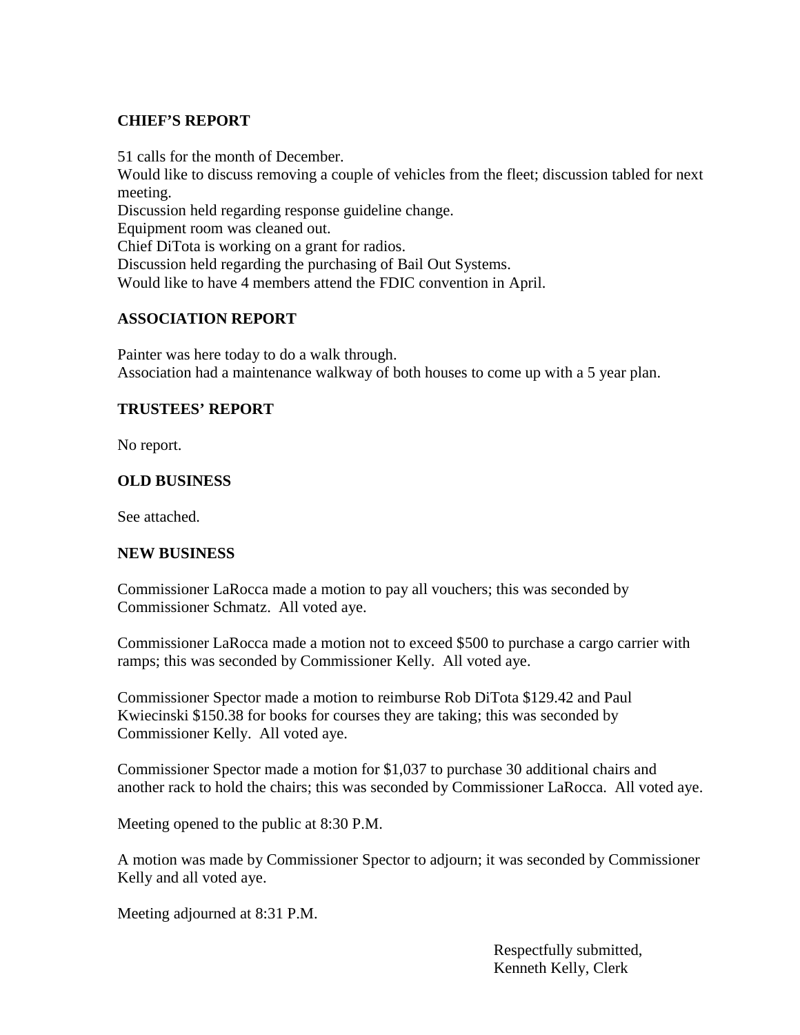### CHIEF'S REPORT

51 calls for the month of December.
Would like to discuss removing a couple of vehicles from the fleet; discussion tabled for next meeting.
Discussion held regarding response guideline change.
Equipment room was cleaned out.
Chief DiTota is working on a grant for radios.
Discussion held regarding the purchasing of Bail Out Systems.
Would like to have 4 members attend the FDIC convention in April.

### ASSOCIATION REPORT

Painter was here today to do a walk through.
Association had a maintenance walkway of both houses to come up with a 5 year plan.

### TRUSTEES' REPORT

No report.

### OLD BUSINESS

See attached.

### NEW BUSINESS

Commissioner LaRocca made a motion to pay all vouchers; this was seconded by Commissioner Schmatz. All voted aye.

Commissioner LaRocca made a motion not to exceed $500 to purchase a cargo carrier with ramps; this was seconded by Commissioner Kelly. All voted aye.

Commissioner Spector made a motion to reimburse Rob DiTota $129.42 and Paul Kwiecinski $150.38 for books for courses they are taking; this was seconded by Commissioner Kelly. All voted aye.

Commissioner Spector made a motion for $1,037 to purchase 30 additional chairs and another rack to hold the chairs; this was seconded by Commissioner LaRocca. All voted aye.

Meeting opened to the public at 8:30 P.M.

A motion was made by Commissioner Spector to adjourn; it was seconded by Commissioner Kelly and all voted aye.

Meeting adjourned at 8:31 P.M.

Respectfully submitted,
Kenneth Kelly, Clerk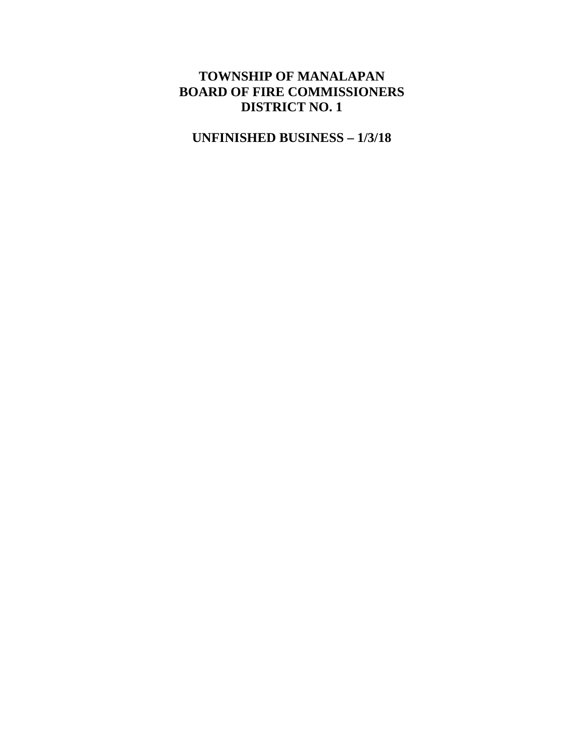# TOWNSHIP OF MANALAPAN
# BOARD OF FIRE COMMISSIONERS
# DISTRICT NO. 1

## UNFINISHED BUSINESS – 1/3/18